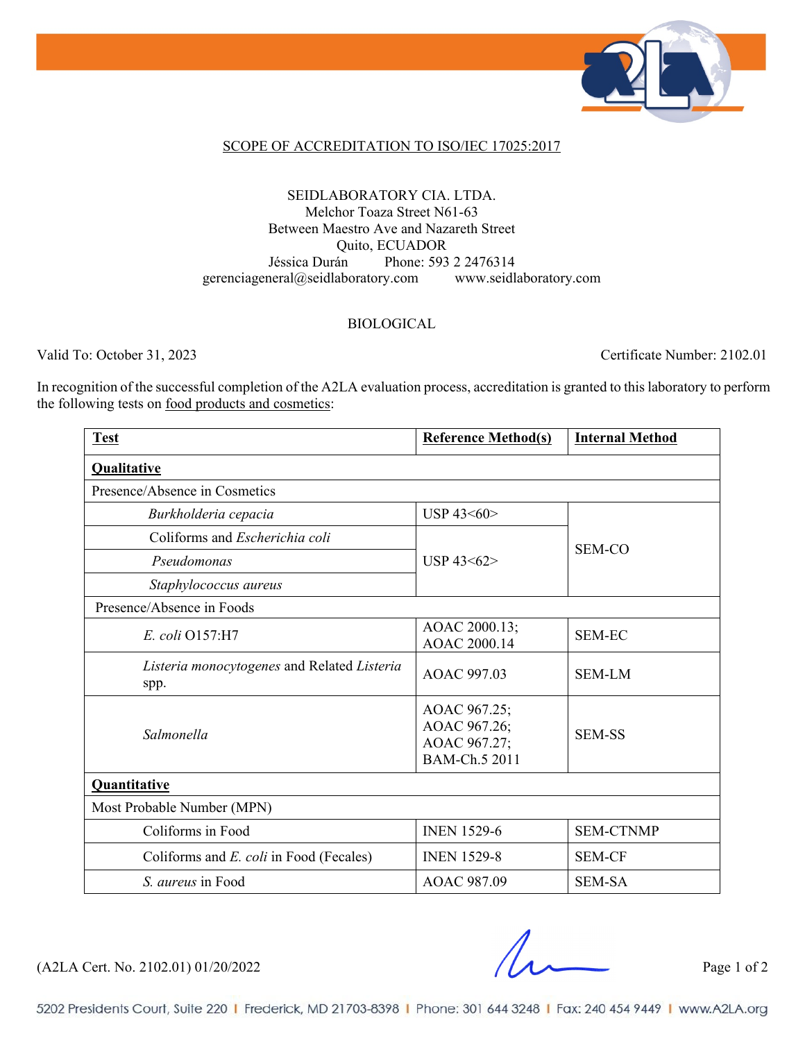## SCOPE OF ACCREDITATION TO ISO/IEC 17025:2017

SEIDLABORATORY CIA. LTDA.
Melchor Toaza Street N61-63
Between Maestro Ave and Nazareth Street
Quito, ECUADOR
Jéssica Durán Phone: 593 2 2476314
gerenciageneral@seidlaboratory.com www.seidlaboratory.com

BIOLOGICAL

Valid To: October 31, 2023 Certificate Number: 2102.01

In recognition of the successful completion of the A2LA evaluation process, accreditation is granted to this laboratory to perform the following tests on food products and cosmetics:

| **Test** | **Reference Method(s)** | **Internal Method** |
|---|---|---|
| **Qualitative** | | |
| Presence/Absence in Cosmetics | | |
| *Burkholderia cepacia* | USP 43<60> | SEM-CO |
| Coliforms and *Escherichia coli* | USP 43<62> | SEM-CO |
| *Pseudomonas* | USP 43<62> | SEM-CO |
| *Staphylococcus aureus* | USP 43<62> | SEM-CO |
| Presence/Absence in Foods | | |
| *E. coli* O157:H7 | AOAC 2000.13; AOAC 2000.14 | SEM-EC |
| *Listeria monocytogenes* and Related *Listeria* spp. | AOAC 997.03 | SEM-LM |
| *Salmonella* | AOAC 967.25; AOAC 967.26; AOAC 967.27; BAM-Ch.5 2011 | SEM-SS |
| **Quantitative** | | |
| Most Probable Number (MPN) | | |
| Coliforms in Food | INEN 1529-6 | SEM-CTNMP |
| Coliforms and *E. coli* in Food (Fecales) | INEN 1529-8 | SEM-CF |
| *S. aureus* in Food | AOAC 987.09 | SEM-SA |

(A2LA Cert. No. 2102.01) 01/20/2022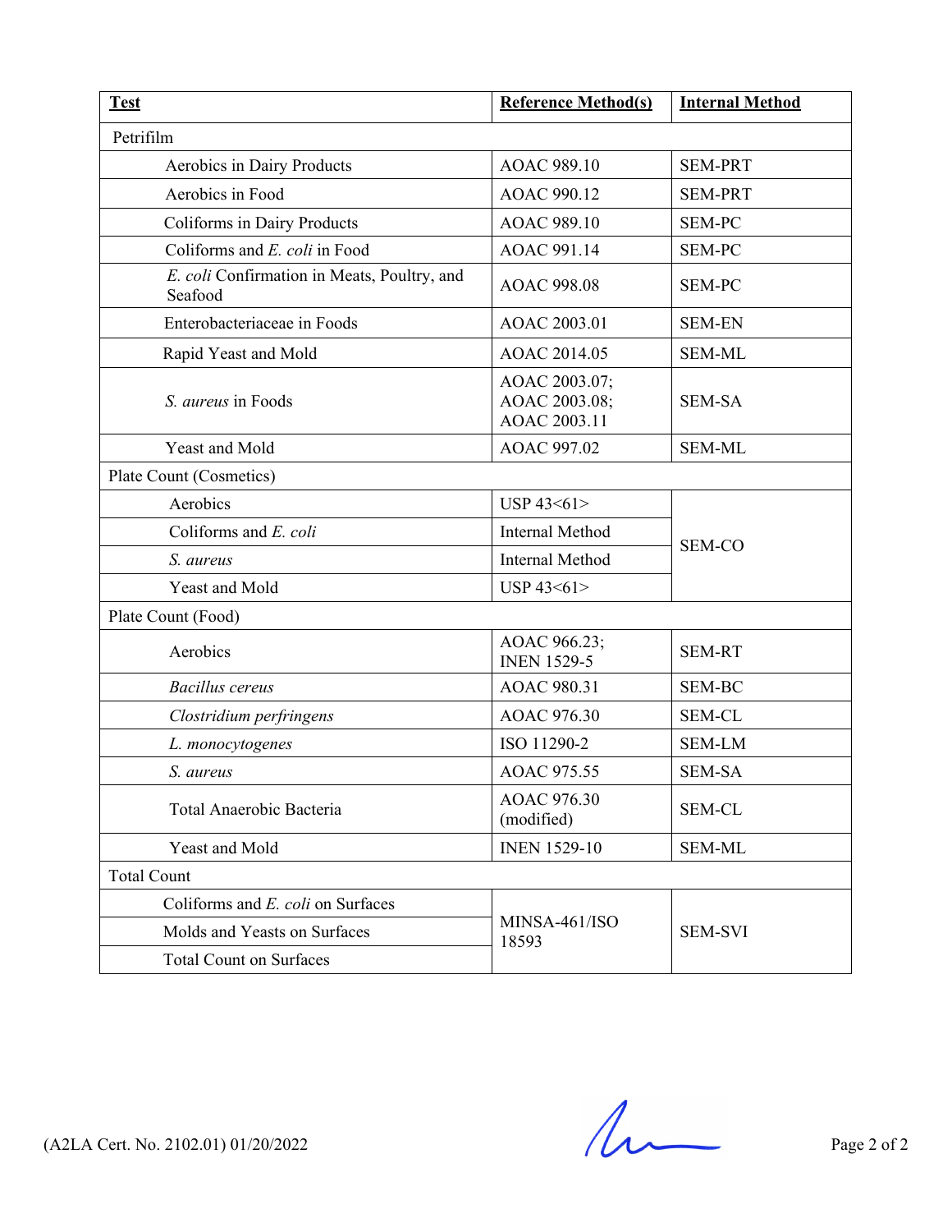| **Test** | **Reference Method(s)** | **Internal Method** |
|---|---|---|
| Petrifilm | | |
| Aerobics in Dairy Products | AOAC 989.10 | SEM-PRT |
| Aerobics in Food | AOAC 990.12 | SEM-PRT |
| Coliforms in Dairy Products | AOAC 989.10 | SEM-PC |
| Coliforms and *E. coli* in Food | AOAC 991.14 | SEM-PC |
| *E. coli* Confirmation in Meats, Poultry, and Seafood | AOAC 998.08 | SEM-PC |
| Enterobacteriaceae in Foods | AOAC 2003.01 | SEM-EN |
| Rapid Yeast and Mold | AOAC 2014.05 | SEM-ML |
| *S. aureus* in Foods | AOAC 2003.07; AOAC 2003.08; AOAC 2003.11 | SEM-SA |
| Yeast and Mold | AOAC 997.02 | SEM-ML |
| Plate Count (Cosmetics) | | |
| Aerobics | USP 43<61> | SEM-CO |
| Coliforms and *E. coli* | Internal Method | SEM-CO |
| *S. aureus* | Internal Method | SEM-CO |
| Yeast and Mold | USP 43<61> | SEM-CO |
| Plate Count (Food) | | |
| Aerobics | AOAC 966.23; INEN 1529-5 | SEM-RT |
| *Bacillus cereus* | AOAC 980.31 | SEM-BC |
| *Clostridium perfringens* | AOAC 976.30 | SEM-CL |
| *L. monocytogenes* | ISO 11290-2 | SEM-LM |
| *S. aureus* | AOAC 975.55 | SEM-SA |
| Total Anaerobic Bacteria | AOAC 976.30 (modified) | SEM-CL |
| Yeast and Mold | INEN 1529-10 | SEM-ML |
| Total Count | | |
| Coliforms and *E. coli* on Surfaces | MINSA-461/ISO 18593 | SEM-SVI |
| Molds and Yeasts on Surfaces | MINSA-461/ISO 18593 | SEM-SVI |
| Total Count on Surfaces | MINSA-461/ISO 18593 | SEM-SVI |

(A2LA Cert. No. 2102.01) 01/20/2022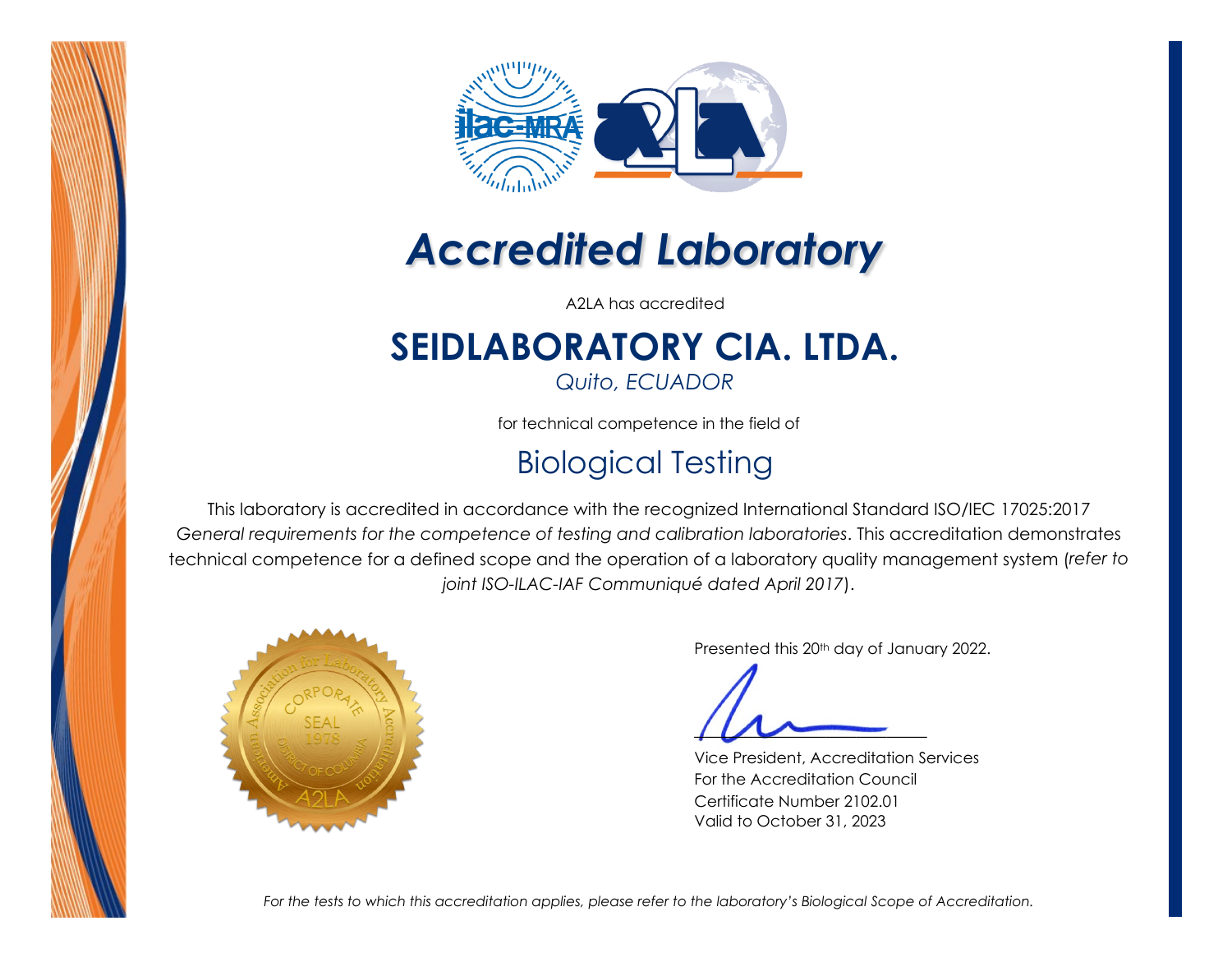# *Accredited Laboratory*

A2LA has accredited

## SEIDLABORATORY CIA. LTDA.

*Quito, ECUADOR*

for technical competence in the field of

## Biological Testing

This laboratory is accredited in accordance with the recognized International Standard ISO/IEC 17025:2017 *General requirements for the competence of testing and calibration laboratories*. This accreditation demonstrates technical competence for a defined scope and the operation of a laboratory quality management system (*refer to joint ISO-ILAC-IAF Communiqué dated April 2017*).

Presented this 20th day of January 2022.

Vice President, Accreditation Services
For the Accreditation Council
Certificate Number 2102.01
Valid to October 31, 2023

*For the tests to which this accreditation applies, please refer to the laboratory's Biological Scope of Accreditation.*